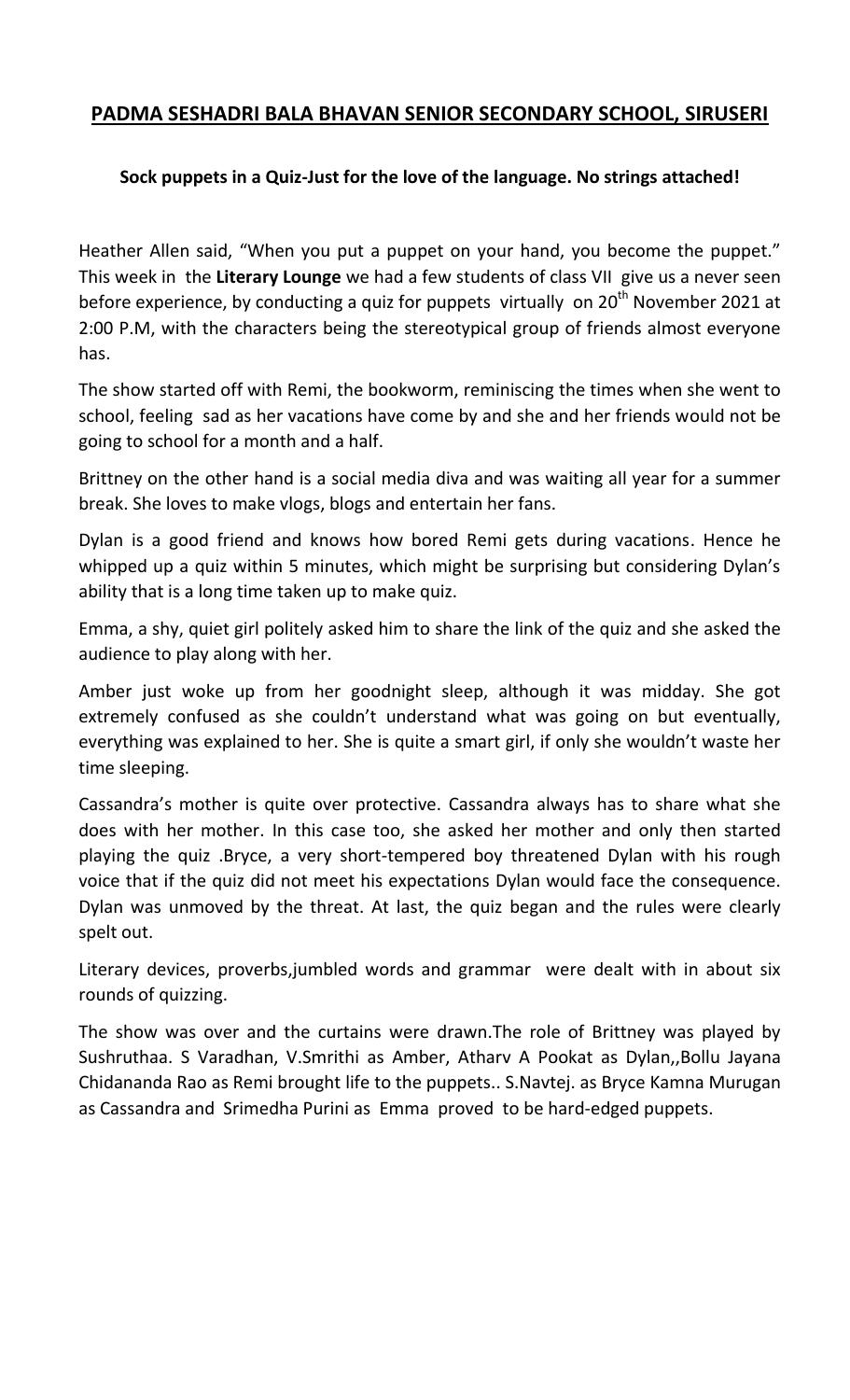# PADMA SESHADRI BALA BHAVAN SENIOR SECONDARY SCHOOL, SIRUSERI

**Sock puppets in a Quiz-Just for the love of the language. No strings attached!**

Heather Allen said, "When you put a puppet on your hand, you become the puppet." This week in the **Literary Lounge** we had a few students of class VII give us a never seen before experience, by conducting a quiz for puppets virtually on 20th November 2021 at 2:00 P.M, with the characters being the stereotypical group of friends almost everyone has.

The show started off with Remi, the bookworm, reminiscing the times when she went to school, feeling sad as her vacations have come by and she and her friends would not be going to school for a month and a half.

Brittney on the other hand is a social media diva and was waiting all year for a summer break. She loves to make vlogs, blogs and entertain her fans.

Dylan is a good friend and knows how bored Remi gets during vacations. Hence he whipped up a quiz within 5 minutes, which might be surprising but considering Dylan's ability that is a long time taken up to make quiz.

Emma, a shy, quiet girl politely asked him to share the link of the quiz and she asked the audience to play along with her.

Amber just woke up from her goodnight sleep, although it was midday. She got extremely confused as she couldn't understand what was going on but eventually, everything was explained to her. She is quite a smart girl, if only she wouldn't waste her time sleeping.

Cassandra's mother is quite over protective. Cassandra always has to share what she does with her mother. In this case too, she asked her mother and only then started playing the quiz .Bryce, a very short-tempered boy threatened Dylan with his rough voice that if the quiz did not meet his expectations Dylan would face the consequence. Dylan was unmoved by the threat. At last, the quiz began and the rules were clearly spelt out.

Literary devices, proverbs,jumbled words and grammar were dealt with in about six rounds of quizzing.

The show was over and the curtains were drawn.The role of Brittney was played by Sushruthaa. S Varadhan, V.Smrithi as Amber, Atharv A Pookat as Dylan,,Bollu Jayana Chidananda Rao as Remi brought life to the puppets.. S.Navtej. as Bryce Kamna Murugan as Cassandra and Srimedha Purini as Emma proved to be hard-edged puppets.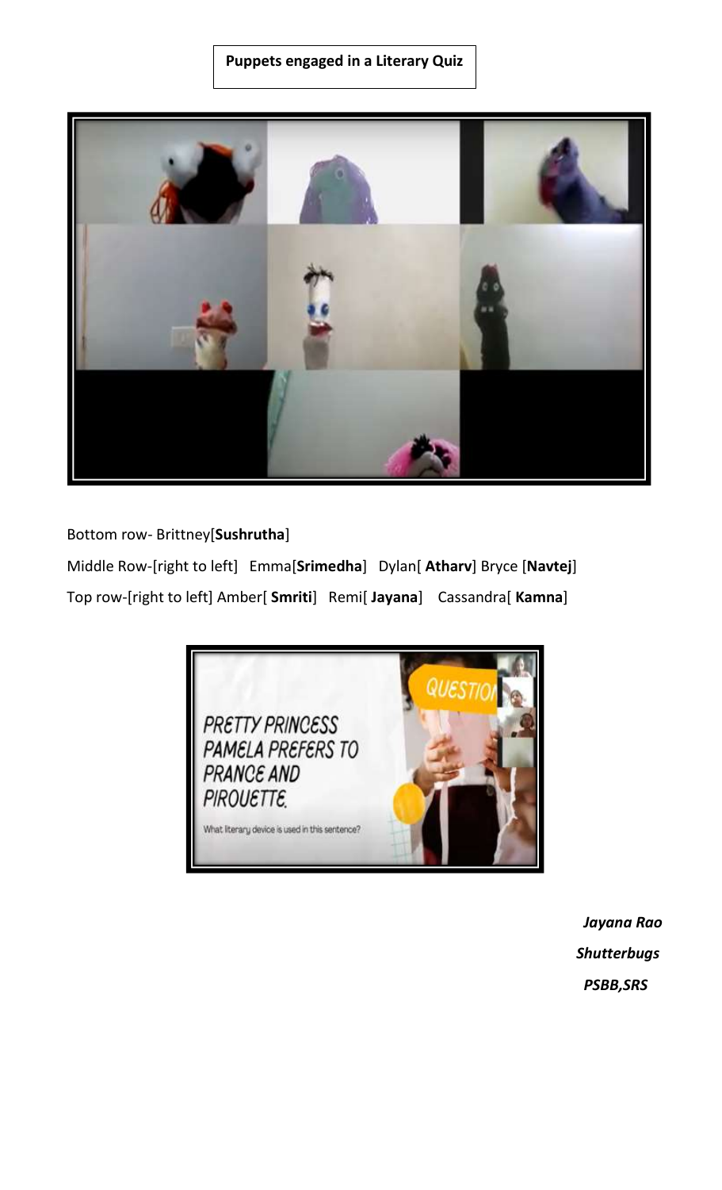**Puppets engaged in a Literary Quiz**

Bottom row- Brittney[**Sushrutha**]

Middle Row-[right to left]   Emma[**Srimedha**]   Dylan[ **Atharv**] Bryce [**Navtej**]

Top row-[right to left] Amber[ **Smriti**]   Remi[ **Jayana**]    Cassandra[ **Kamna**]

***Jayana Rao***

***Shutterbugs***

***PSBB,SRS***